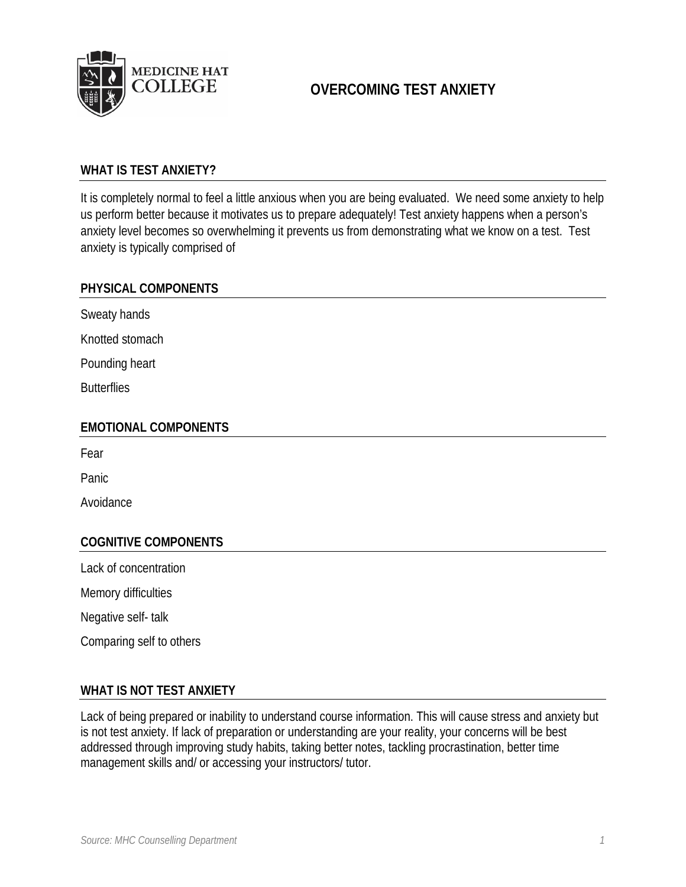# OVERCOMING TEST ANXIETY

MEDICINE HAT COLLEGE

## WHAT IS TEST ANXIETY?

It is completely normal to feel a little anxious when you are being evaluated. We need some anxiety to help us perform better because it motivates us to prepare adequately! Test anxiety happens when a person's anxiety level becomes so overwhelming it prevents us from demonstrating what we know on a test. Test anxiety is typically comprised of

## PHYSICAL COMPONENTS

Sweaty hands

Knotted stomach

Pounding heart

Butterflies

## EMOTIONAL COMPONENTS

Fear

Panic

Avoidance

## COGNITIVE COMPONENTS

Lack of concentration

Memory difficulties

Negative self- talk

Comparing self to others

## WHAT IS NOT TEST ANXIETY

Lack of being prepared or inability to understand course information. This will cause stress and anxiety but is not test anxiety. If lack of preparation or understanding are your reality, your concerns will be best addressed through improving study habits, taking better notes, tackling procrastination, better time management skills and/ or accessing your instructors/ tutor.

*Source: MHC Counselling Department*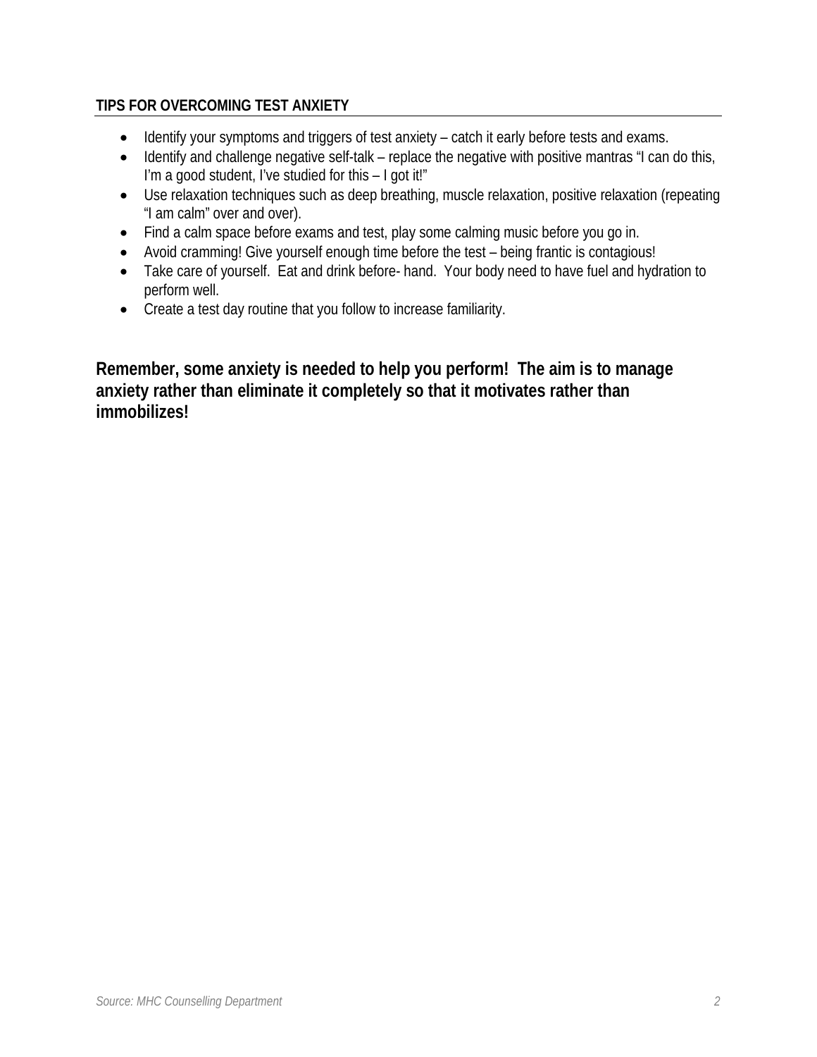## TIPS FOR OVERCOMING TEST ANXIETY

- Identify your symptoms and triggers of test anxiety – catch it early before tests and exams.
- Identify and challenge negative self-talk – replace the negative with positive mantras "I can do this, I'm a good student, I've studied for this – I got it!"
- Use relaxation techniques such as deep breathing, muscle relaxation, positive relaxation (repeating "I am calm" over and over).
- Find a calm space before exams and test, play some calming music before you go in.
- Avoid cramming! Give yourself enough time before the test – being frantic is contagious!
- Take care of yourself. Eat and drink before- hand. Your body need to have fuel and hydration to perform well.
- Create a test day routine that you follow to increase familiarity.

**Remember, some anxiety is needed to help you perform! The aim is to manage anxiety rather than eliminate it completely so that it motivates rather than immobilizes!**

*Source: MHC Counselling Department*